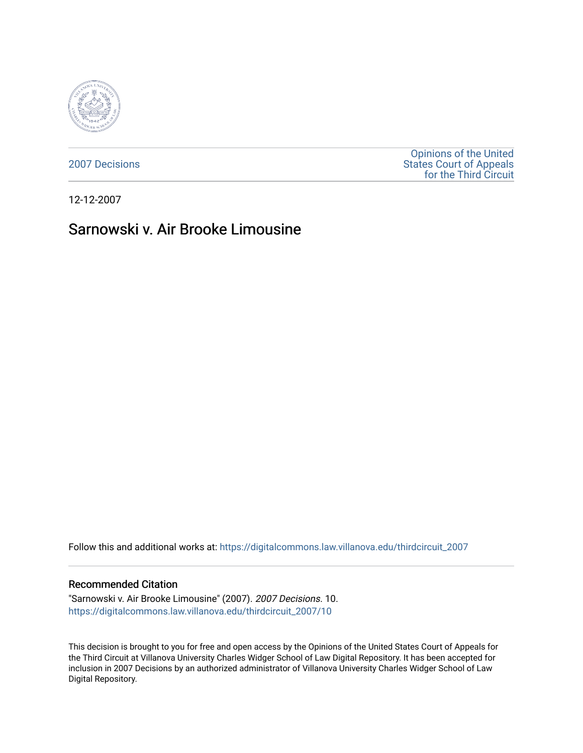2007 Decisions

Opinions of the United States Court of Appeals for the Third Circuit

12-12-2007

# Sarnowski v. Air Brooke Limousine

Follow this and additional works at: https://digitalcommons.law.villanova.edu/thirdcircuit_2007

## Recommended Citation

"Sarnowski v. Air Brooke Limousine" (2007). *2007 Decisions*. 10.
https://digitalcommons.law.villanova.edu/thirdcircuit_2007/10

This decision is brought to you for free and open access by the Opinions of the United States Court of Appeals for the Third Circuit at Villanova University Charles Widger School of Law Digital Repository. It has been accepted for inclusion in 2007 Decisions by an authorized administrator of Villanova University Charles Widger School of Law Digital Repository.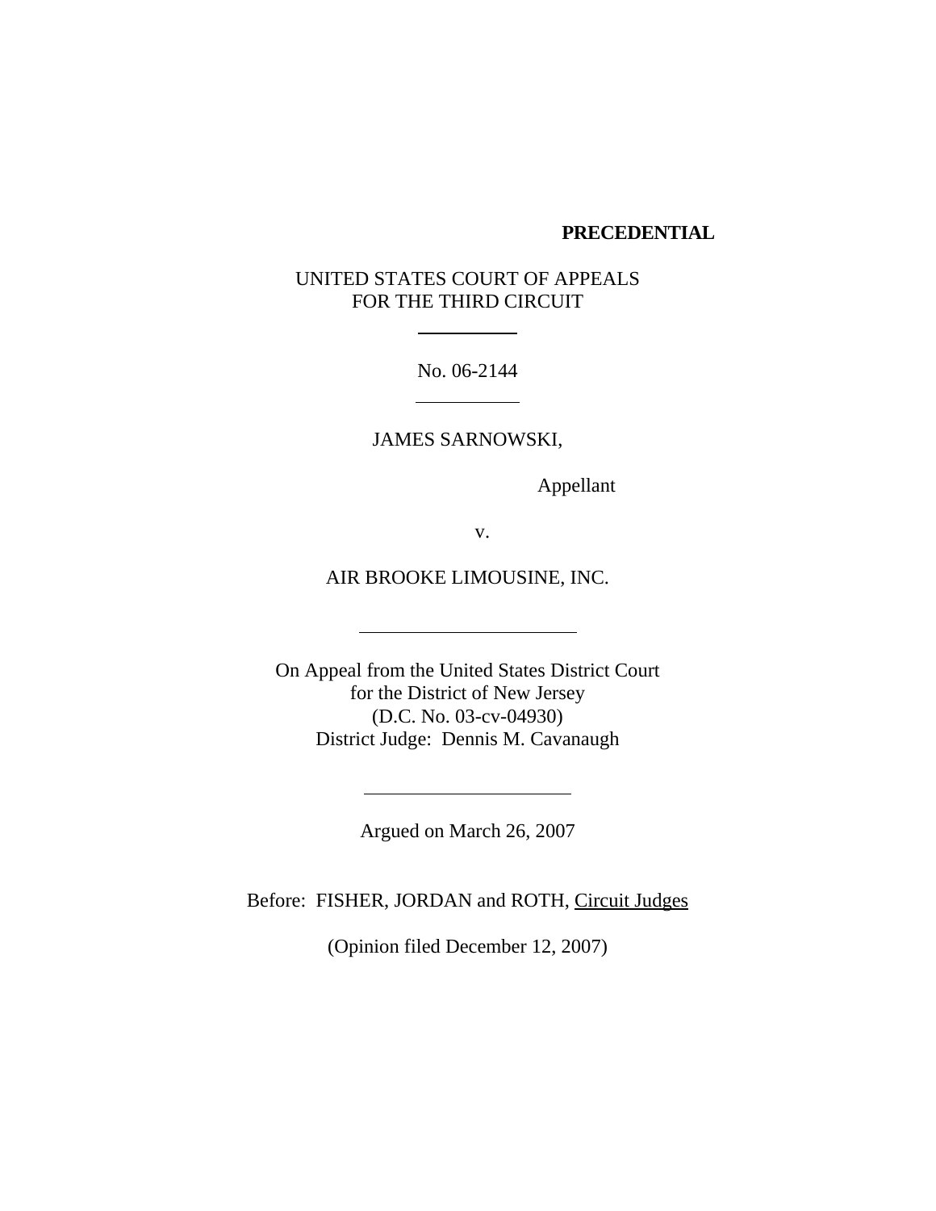**PRECEDENTIAL**

UNITED STATES COURT OF APPEALS
FOR THE THIRD CIRCUIT

---

No. 06-2144

---

JAMES SARNOWSKI,

Appellant

v.

AIR BROOKE LIMOUSINE, INC.

---

On Appeal from the United States District Court
for the District of New Jersey
(D.C. No. 03-cv-04930)
District Judge: Dennis M. Cavanaugh

---

Argued on March 26, 2007

Before: FISHER, JORDAN and ROTH, Circuit Judges

(Opinion filed December 12, 2007)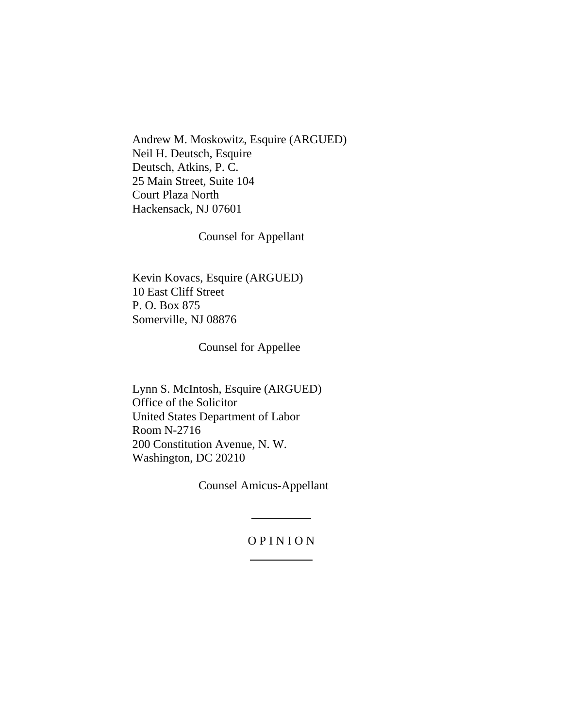Andrew M. Moskowitz, Esquire (ARGUED)
Neil H. Deutsch, Esquire
Deutsch, Atkins, P. C.
25 Main Street, Suite 104
Court Plaza North
Hackensack, NJ 07601

Counsel for Appellant

Kevin Kovacs, Esquire (ARGUED)
10 East Cliff Street
P. O. Box 875
Somerville, NJ 08876

Counsel for Appellee

Lynn S. McIntosh, Esquire (ARGUED)
Office of the Solicitor
United States Department of Labor
Room N-2716
200 Constitution Avenue, N. W.
Washington, DC 20210

Counsel Amicus-Appellant

---

O P I N I O N

---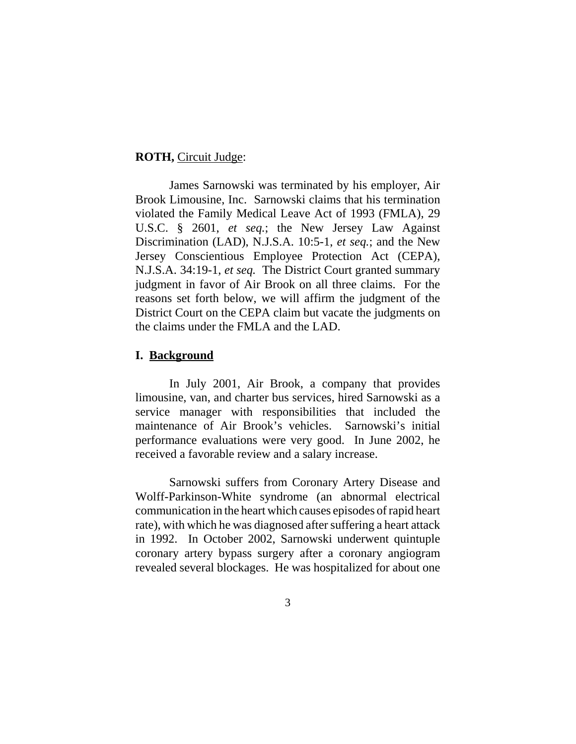**ROTH,** Circuit Judge:

James Sarnowski was terminated by his employer, Air Brook Limousine, Inc. Sarnowski claims that his termination violated the Family Medical Leave Act of 1993 (FMLA), 29 U.S.C. § 2601, *et seq.*; the New Jersey Law Against Discrimination (LAD), N.J.S.A. 10:5-1, *et seq.*; and the New Jersey Conscientious Employee Protection Act (CEPA), N.J.S.A. 34:19-1, *et seq.* The District Court granted summary judgment in favor of Air Brook on all three claims. For the reasons set forth below, we will affirm the judgment of the District Court on the CEPA claim but vacate the judgments on the claims under the FMLA and the LAD.

## I. Background

In July 2001, Air Brook, a company that provides limousine, van, and charter bus services, hired Sarnowski as a service manager with responsibilities that included the maintenance of Air Brook's vehicles. Sarnowski's initial performance evaluations were very good. In June 2002, he received a favorable review and a salary increase.

Sarnowski suffers from Coronary Artery Disease and Wolff-Parkinson-White syndrome (an abnormal electrical communication in the heart which causes episodes of rapid heart rate), with which he was diagnosed after suffering a heart attack in 1992. In October 2002, Sarnowski underwent quintuple coronary artery bypass surgery after a coronary angiogram revealed several blockages. He was hospitalized for about one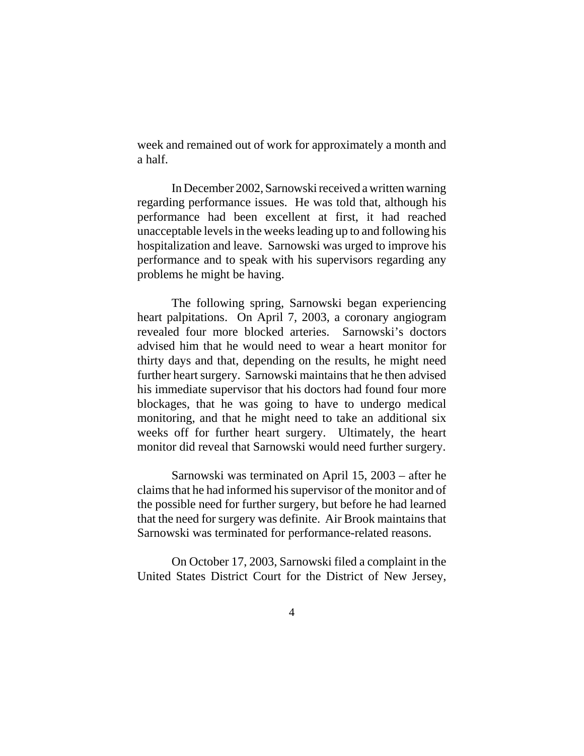week and remained out of work for approximately a month and a half.

In December 2002, Sarnowski received a written warning regarding performance issues. He was told that, although his performance had been excellent at first, it had reached unacceptable levels in the weeks leading up to and following his hospitalization and leave. Sarnowski was urged to improve his performance and to speak with his supervisors regarding any problems he might be having.

The following spring, Sarnowski began experiencing heart palpitations. On April 7, 2003, a coronary angiogram revealed four more blocked arteries. Sarnowski's doctors advised him that he would need to wear a heart monitor for thirty days and that, depending on the results, he might need further heart surgery. Sarnowski maintains that he then advised his immediate supervisor that his doctors had found four more blockages, that he was going to have to undergo medical monitoring, and that he might need to take an additional six weeks off for further heart surgery. Ultimately, the heart monitor did reveal that Sarnowski would need further surgery.

Sarnowski was terminated on April 15, 2003 – after he claims that he had informed his supervisor of the monitor and of the possible need for further surgery, but before he had learned that the need for surgery was definite. Air Brook maintains that Sarnowski was terminated for performance-related reasons.

On October 17, 2003, Sarnowski filed a complaint in the United States District Court for the District of New Jersey,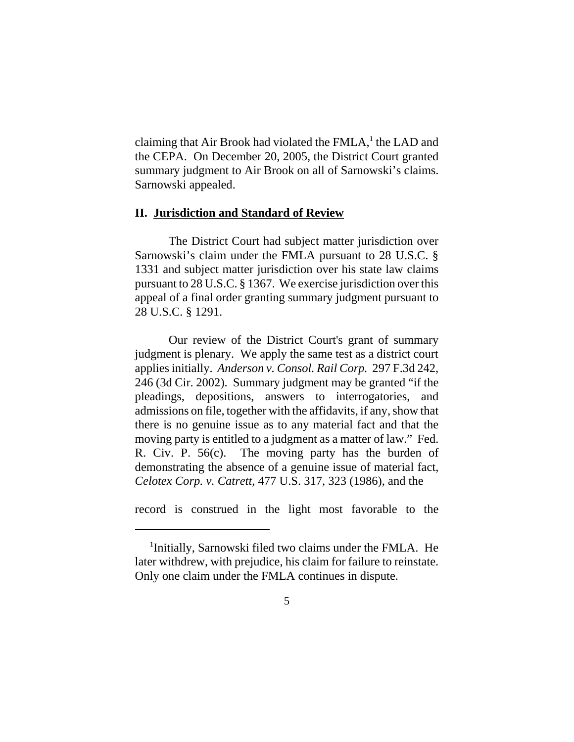claiming that Air Brook had violated the FMLA,[1] the LAD and the CEPA. On December 20, 2005, the District Court granted summary judgment to Air Brook on all of Sarnowski's claims. Sarnowski appealed.

## II. Jurisdiction and Standard of Review

The District Court had subject matter jurisdiction over Sarnowski's claim under the FMLA pursuant to 28 U.S.C. § 1331 and subject matter jurisdiction over his state law claims pursuant to 28 U.S.C. § 1367. We exercise jurisdiction over this appeal of a final order granting summary judgment pursuant to 28 U.S.C. § 1291.

Our review of the District Court's grant of summary judgment is plenary. We apply the same test as a district court applies initially. *Anderson v. Consol. Rail Corp.* 297 F.3d 242, 246 (3d Cir. 2002). Summary judgment may be granted "if the pleadings, depositions, answers to interrogatories, and admissions on file, together with the affidavits, if any, show that there is no genuine issue as to any material fact and that the moving party is entitled to a judgment as a matter of law." Fed. R. Civ. P. 56(c). The moving party has the burden of demonstrating the absence of a genuine issue of material fact, *Celotex Corp. v. Catrett,* 477 U.S. 317, 323 (1986), and the

record is construed in the light most favorable to the

[1] Initially, Sarnowski filed two claims under the FMLA. He later withdrew, with prejudice, his claim for failure to reinstate. Only one claim under the FMLA continues in dispute.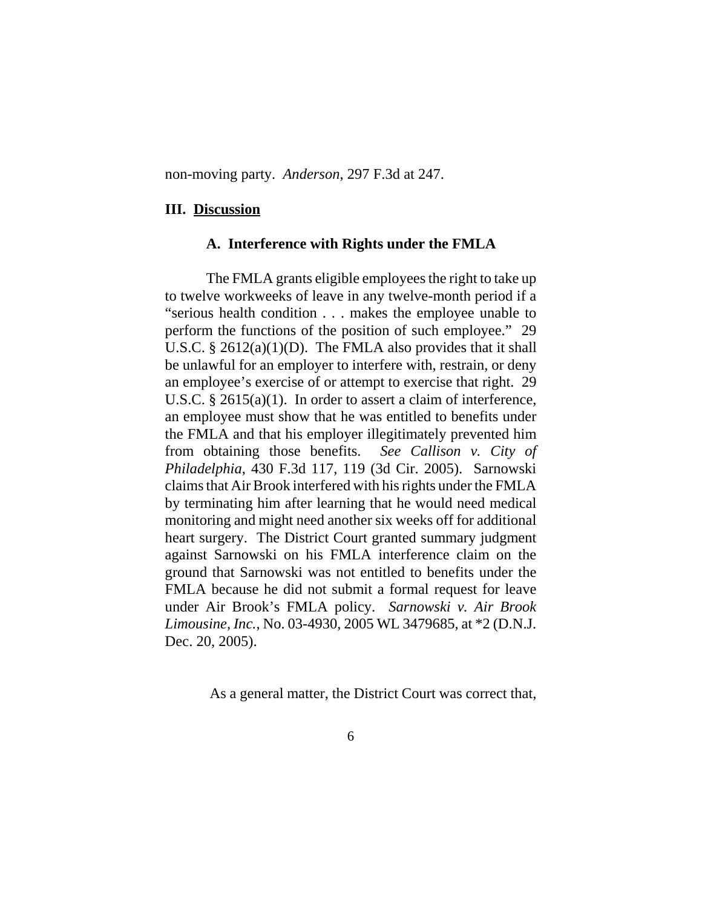non-moving party. *Anderson*, 297 F.3d at 247.

### III. Discussion

#### A. Interference with Rights under the FMLA

The FMLA grants eligible employees the right to take up to twelve workweeks of leave in any twelve-month period if a "serious health condition . . . makes the employee unable to perform the functions of the position of such employee." 29 U.S.C. § 2612(a)(1)(D). The FMLA also provides that it shall be unlawful for an employer to interfere with, restrain, or deny an employee's exercise of or attempt to exercise that right. 29 U.S.C. § 2615(a)(1). In order to assert a claim of interference, an employee must show that he was entitled to benefits under the FMLA and that his employer illegitimately prevented him from obtaining those benefits. *See Callison v. City of Philadelphia*, 430 F.3d 117, 119 (3d Cir. 2005). Sarnowski claims that Air Brook interfered with his rights under the FMLA by terminating him after learning that he would need medical monitoring and might need another six weeks off for additional heart surgery. The District Court granted summary judgment against Sarnowski on his FMLA interference claim on the ground that Sarnowski was not entitled to benefits under the FMLA because he did not submit a formal request for leave under Air Brook's FMLA policy. *Sarnowski v. Air Brook Limousine, Inc.*, No. 03-4930, 2005 WL 3479685, at *2 (D.N.J. Dec. 20, 2005).

As a general matter, the District Court was correct that,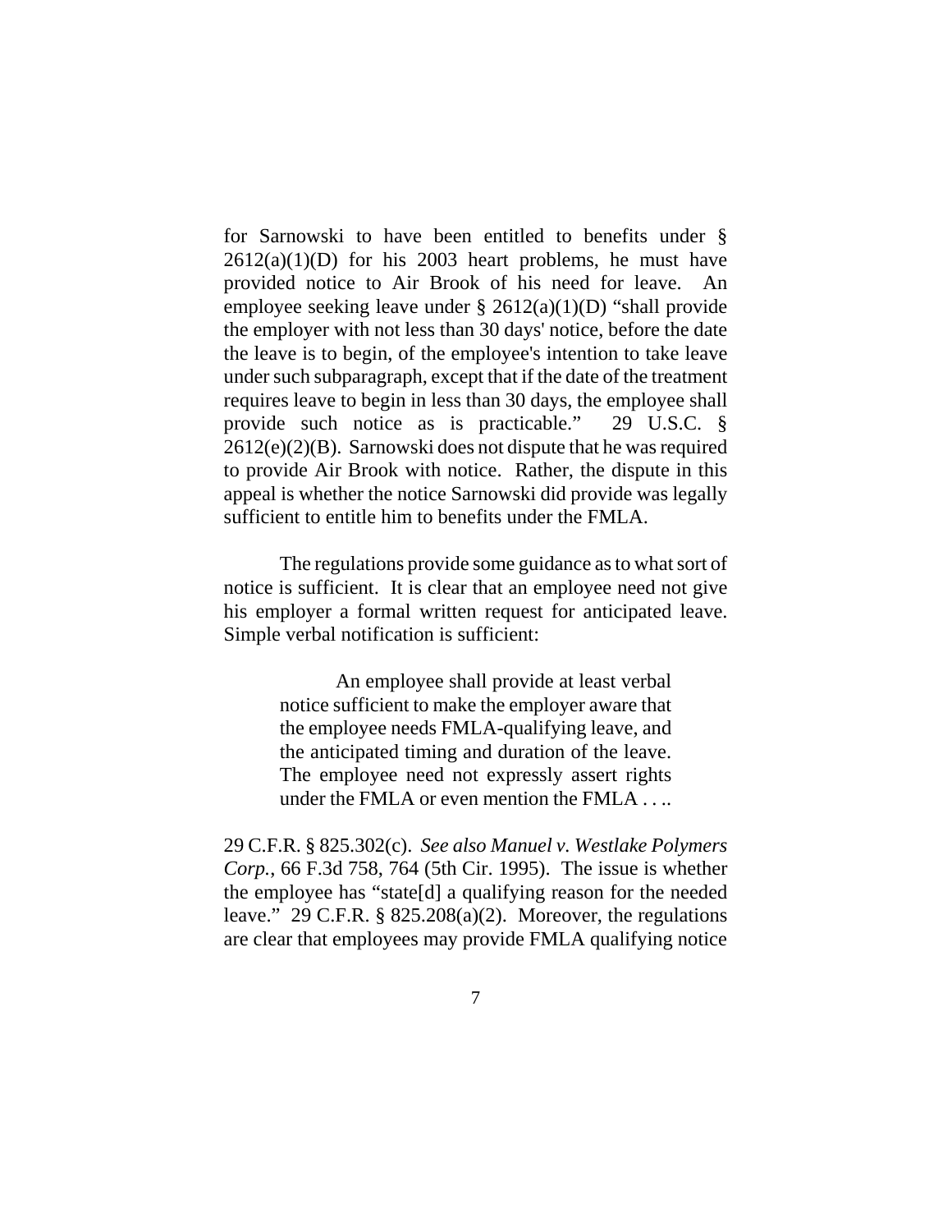for Sarnowski to have been entitled to benefits under § 2612(a)(1)(D) for his 2003 heart problems, he must have provided notice to Air Brook of his need for leave. An employee seeking leave under § 2612(a)(1)(D) "shall provide the employer with not less than 30 days' notice, before the date the leave is to begin, of the employee's intention to take leave under such subparagraph, except that if the date of the treatment requires leave to begin in less than 30 days, the employee shall provide such notice as is practicable." 29 U.S.C. § 2612(e)(2)(B). Sarnowski does not dispute that he was required to provide Air Brook with notice. Rather, the dispute in this appeal is whether the notice Sarnowski did provide was legally sufficient to entitle him to benefits under the FMLA.

The regulations provide some guidance as to what sort of notice is sufficient. It is clear that an employee need not give his employer a formal written request for anticipated leave. Simple verbal notification is sufficient:

> An employee shall provide at least verbal notice sufficient to make the employer aware that the employee needs FMLA-qualifying leave, and the anticipated timing and duration of the leave. The employee need not expressly assert rights under the FMLA or even mention the FMLA . . ..

29 C.F.R. § 825.302(c). *See also Manuel v. Westlake Polymers Corp.*, 66 F.3d 758, 764 (5th Cir. 1995). The issue is whether the employee has "state[d] a qualifying reason for the needed leave." 29 C.F.R. § 825.208(a)(2). Moreover, the regulations are clear that employees may provide FMLA qualifying notice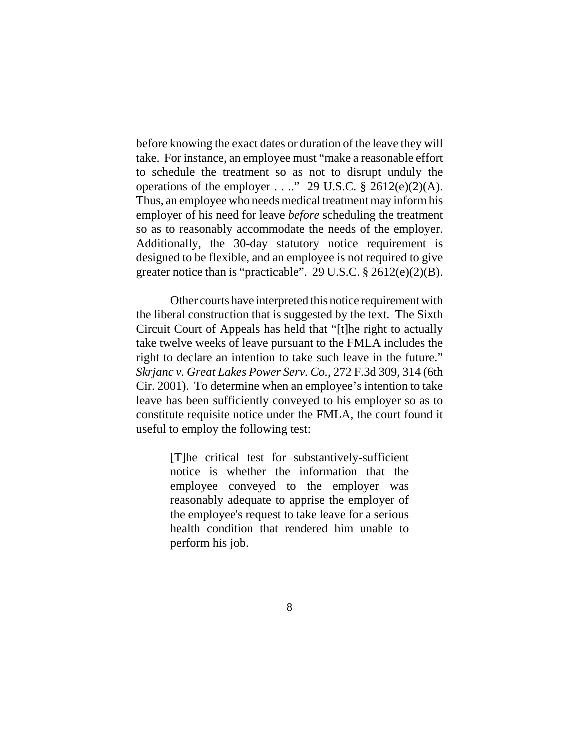before knowing the exact dates or duration of the leave they will take. For instance, an employee must "make a reasonable effort to schedule the treatment so as not to disrupt unduly the operations of the employer . . .." 29 U.S.C. § 2612(e)(2)(A). Thus, an employee who needs medical treatment may inform his employer of his need for leave *before* scheduling the treatment so as to reasonably accommodate the needs of the employer. Additionally, the 30-day statutory notice requirement is designed to be flexible, and an employee is not required to give greater notice than is "practicable". 29 U.S.C. § 2612(e)(2)(B).

Other courts have interpreted this notice requirement with the liberal construction that is suggested by the text. The Sixth Circuit Court of Appeals has held that "[t]he right to actually take twelve weeks of leave pursuant to the FMLA includes the right to declare an intention to take such leave in the future." *Skrjanc v. Great Lakes Power Serv. Co.*, 272 F.3d 309, 314 (6th Cir. 2001). To determine when an employee's intention to take leave has been sufficiently conveyed to his employer so as to constitute requisite notice under the FMLA, the court found it useful to employ the following test:

> [T]he critical test for substantively-sufficient notice is whether the information that the employee conveyed to the employer was reasonably adequate to apprise the employer of the employee's request to take leave for a serious health condition that rendered him unable to perform his job.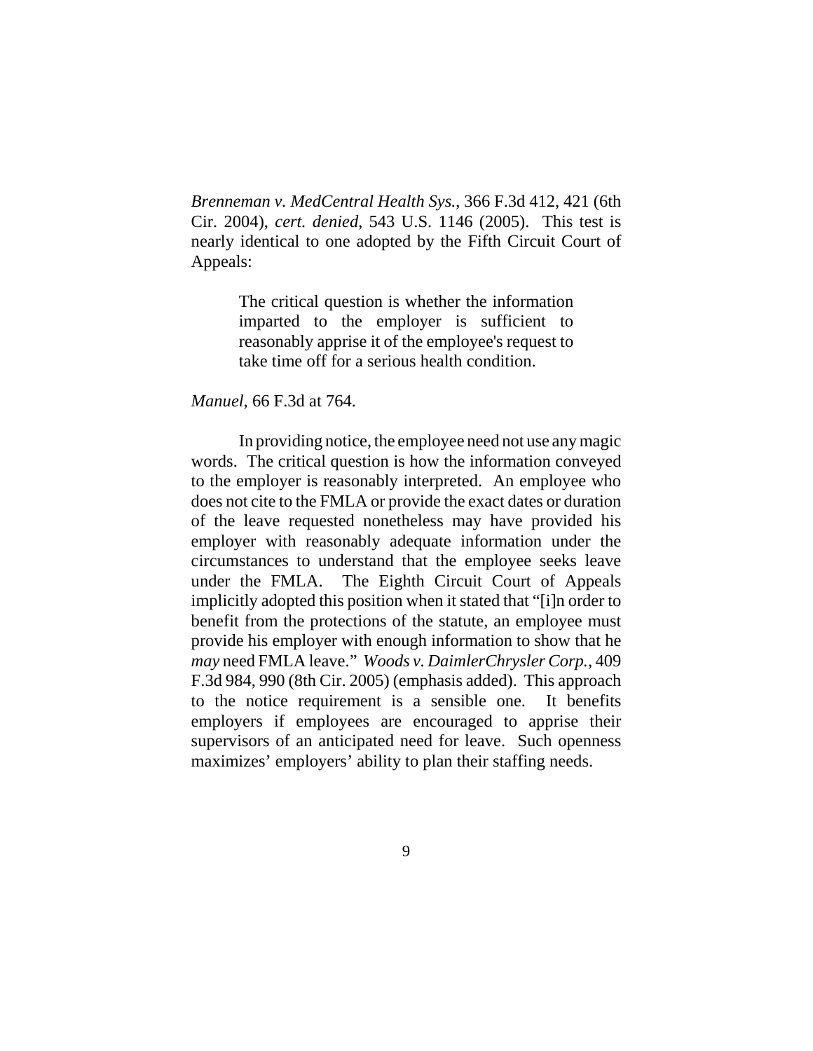*Brenneman v. MedCentral Health Sys.*, 366 F.3d 412, 421 (6th Cir. 2004), *cert. denied*, 543 U.S. 1146 (2005). This test is nearly identical to one adopted by the Fifth Circuit Court of Appeals:

> The critical question is whether the information imparted to the employer is sufficient to reasonably apprise it of the employee's request to take time off for a serious health condition.

*Manuel*, 66 F.3d at 764.

In providing notice, the employee need not use any magic words. The critical question is how the information conveyed to the employer is reasonably interpreted. An employee who does not cite to the FMLA or provide the exact dates or duration of the leave requested nonetheless may have provided his employer with reasonably adequate information under the circumstances to understand that the employee seeks leave under the FMLA. The Eighth Circuit Court of Appeals implicitly adopted this position when it stated that "[i]n order to benefit from the protections of the statute, an employee must provide his employer with enough information to show that he *may* need FMLA leave." *Woods v. DaimlerChrysler Corp.*, 409 F.3d 984, 990 (8th Cir. 2005) (emphasis added). This approach to the notice requirement is a sensible one. It benefits employers if employees are encouraged to apprise their supervisors of an anticipated need for leave. Such openness maximizes' employers' ability to plan their staffing needs.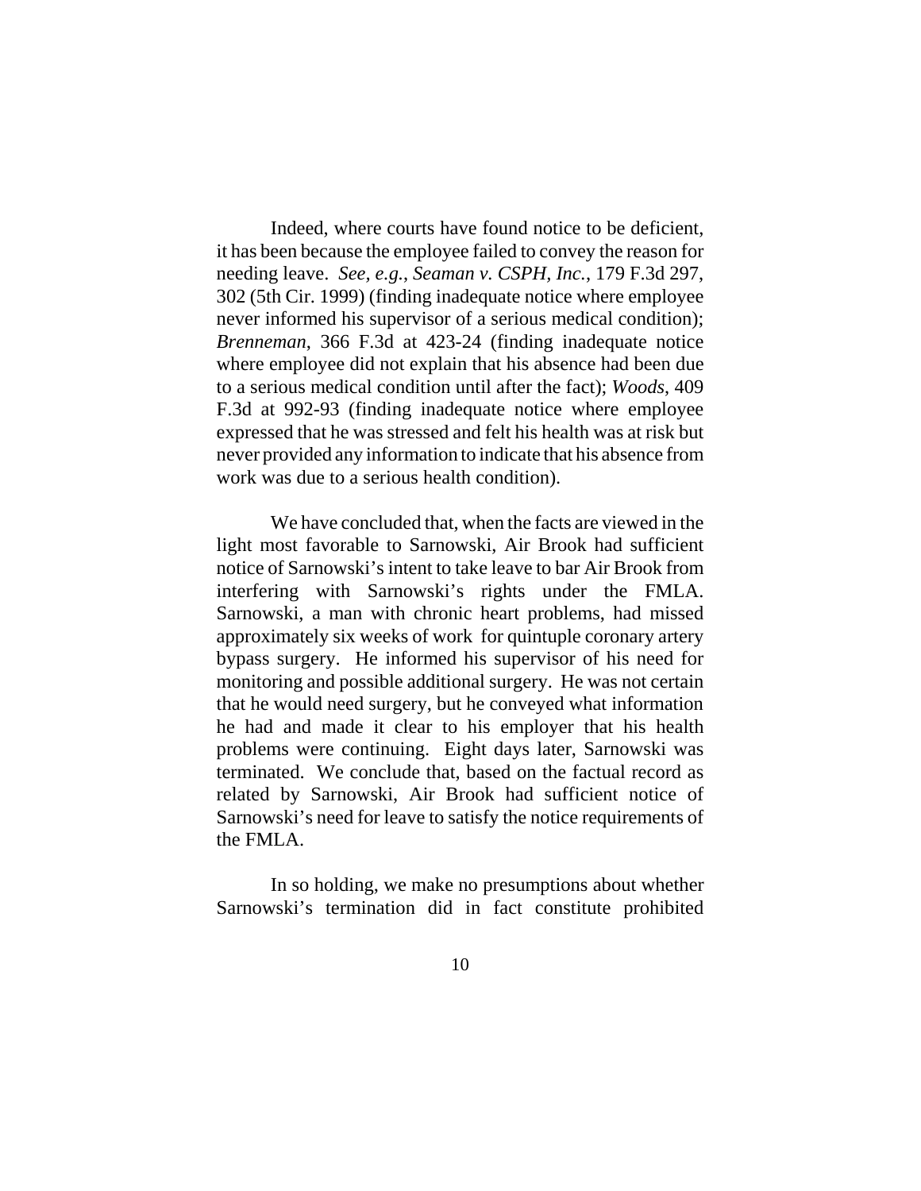Indeed, where courts have found notice to be deficient, it has been because the employee failed to convey the reason for needing leave. *See, e.g.*, *Seaman v. CSPH, Inc.*, 179 F.3d 297, 302 (5th Cir. 1999) (finding inadequate notice where employee never informed his supervisor of a serious medical condition); *Brenneman*, 366 F.3d at 423-24 (finding inadequate notice where employee did not explain that his absence had been due to a serious medical condition until after the fact); *Woods*, 409 F.3d at 992-93 (finding inadequate notice where employee expressed that he was stressed and felt his health was at risk but never provided any information to indicate that his absence from work was due to a serious health condition).

We have concluded that, when the facts are viewed in the light most favorable to Sarnowski, Air Brook had sufficient notice of Sarnowski's intent to take leave to bar Air Brook from interfering with Sarnowski's rights under the FMLA. Sarnowski, a man with chronic heart problems, had missed approximately six weeks of work for quintuple coronary artery bypass surgery. He informed his supervisor of his need for monitoring and possible additional surgery. He was not certain that he would need surgery, but he conveyed what information he had and made it clear to his employer that his health problems were continuing. Eight days later, Sarnowski was terminated. We conclude that, based on the factual record as related by Sarnowski, Air Brook had sufficient notice of Sarnowski's need for leave to satisfy the notice requirements of the FMLA.

In so holding, we make no presumptions about whether Sarnowski's termination did in fact constitute prohibited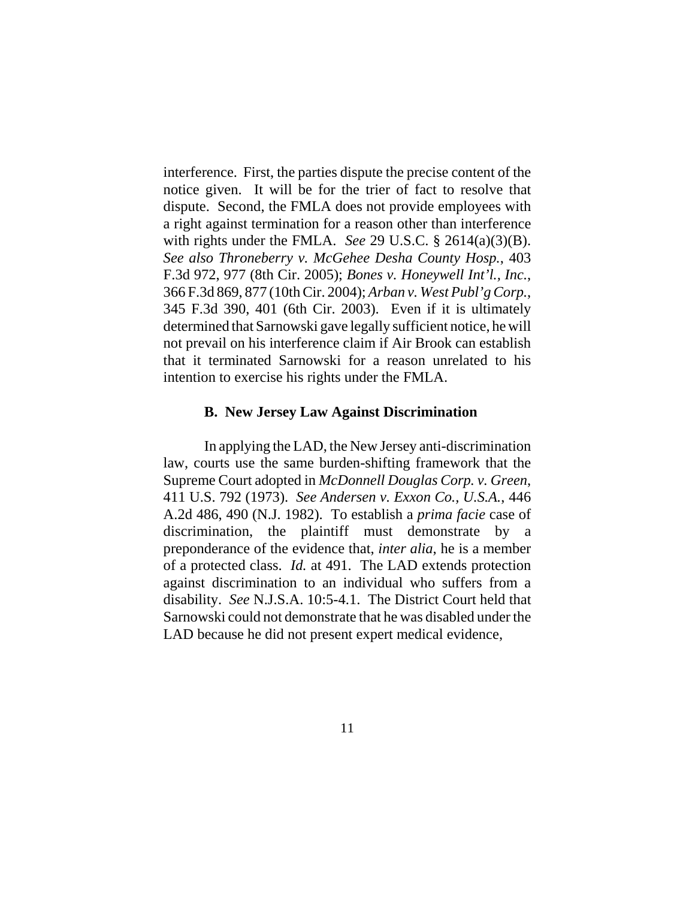interference. First, the parties dispute the precise content of the notice given. It will be for the trier of fact to resolve that dispute. Second, the FMLA does not provide employees with a right against termination for a reason other than interference with rights under the FMLA. *See* 29 U.S.C. § 2614(a)(3)(B). *See also Throneberry v. McGehee Desha County Hosp.*, 403 F.3d 972, 977 (8th Cir. 2005); *Bones v. Honeywell Int'l., Inc.*, 366 F.3d 869, 877 (10th Cir. 2004); *Arban v. West Publ'g Corp.*, 345 F.3d 390, 401 (6th Cir. 2003). Even if it is ultimately determined that Sarnowski gave legally sufficient notice, he will not prevail on his interference claim if Air Brook can establish that it terminated Sarnowski for a reason unrelated to his intention to exercise his rights under the FMLA.

### B. New Jersey Law Against Discrimination

In applying the LAD, the New Jersey anti-discrimination law, courts use the same burden-shifting framework that the Supreme Court adopted in *McDonnell Douglas Corp. v. Green*, 411 U.S. 792 (1973). *See Andersen v. Exxon Co., U.S.A.*, 446 A.2d 486, 490 (N.J. 1982). To establish a *prima facie* case of discrimination, the plaintiff must demonstrate by a preponderance of the evidence that, *inter alia*, he is a member of a protected class. *Id.* at 491. The LAD extends protection against discrimination to an individual who suffers from a disability. *See* N.J.S.A. 10:5-4.1. The District Court held that Sarnowski could not demonstrate that he was disabled under the LAD because he did not present expert medical evidence,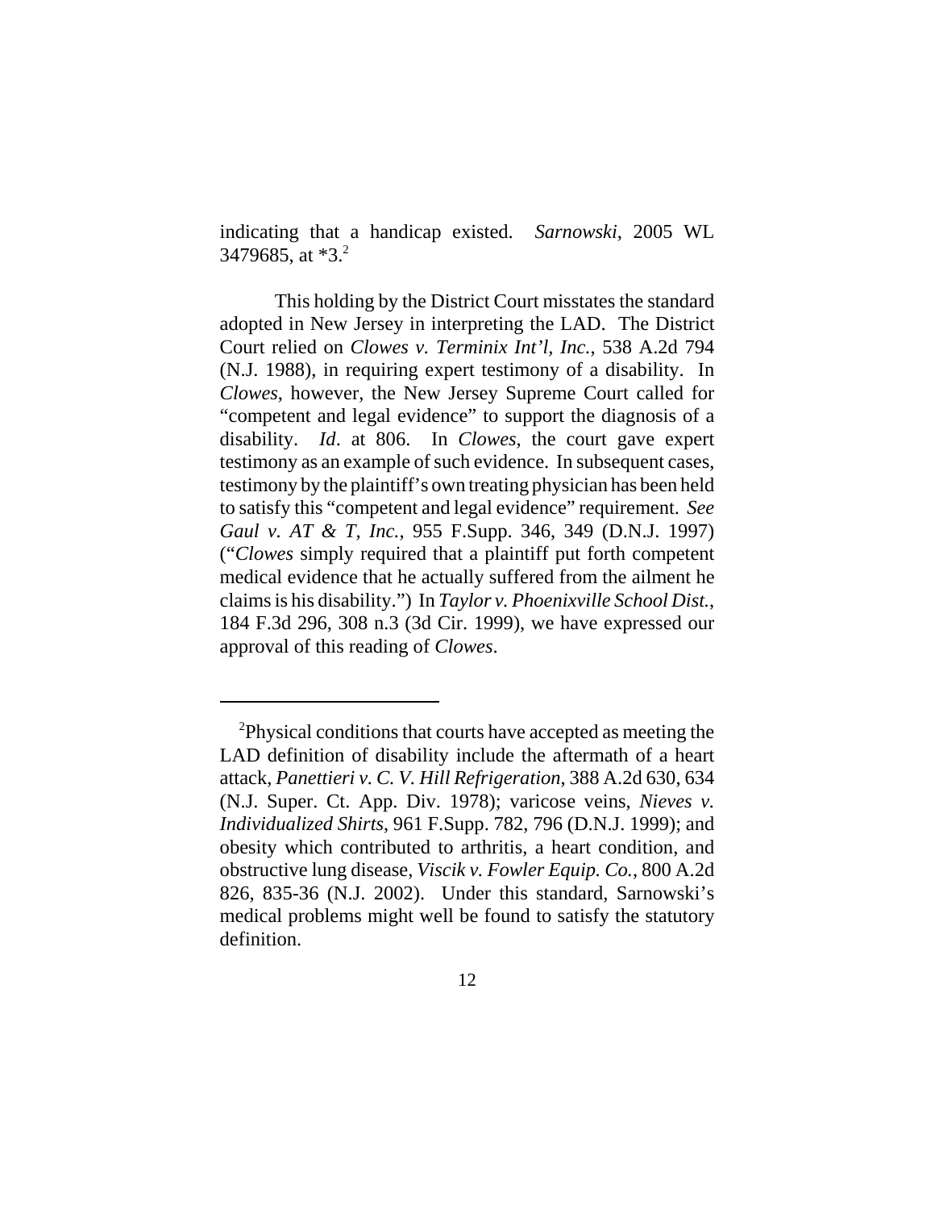indicating that a handicap existed. *Sarnowski*, 2005 WL 3479685, at *3.[2]

This holding by the District Court misstates the standard adopted in New Jersey in interpreting the LAD. The District Court relied on *Clowes v. Terminix Int'l, Inc.*, 538 A.2d 794 (N.J. 1988), in requiring expert testimony of a disability. In *Clowes*, however, the New Jersey Supreme Court called for "competent and legal evidence" to support the diagnosis of a disability. *Id*. at 806. In *Clowes*, the court gave expert testimony as an example of such evidence. In subsequent cases, testimony by the plaintiff's own treating physician has been held to satisfy this "competent and legal evidence" requirement. *See Gaul v. AT & T, Inc.*, 955 F.Supp. 346, 349 (D.N.J. 1997) ("*Clowes* simply required that a plaintiff put forth competent medical evidence that he actually suffered from the ailment he claims is his disability.") In *Taylor v. Phoenixville School Dist.*, 184 F.3d 296, 308 n.3 (3d Cir. 1999), we have expressed our approval of this reading of *Clowes*.

---

[2]Physical conditions that courts have accepted as meeting the LAD definition of disability include the aftermath of a heart attack, *Panettieri v. C. V. Hill Refrigeration*, 388 A.2d 630, 634 (N.J. Super. Ct. App. Div. 1978); varicose veins, *Nieves v. Individualized Shirts*, 961 F.Supp. 782, 796 (D.N.J. 1999); and obesity which contributed to arthritis, a heart condition, and obstructive lung disease, *Viscik v. Fowler Equip. Co.*, 800 A.2d 826, 835-36 (N.J. 2002). Under this standard, Sarnowski's medical problems might well be found to satisfy the statutory definition.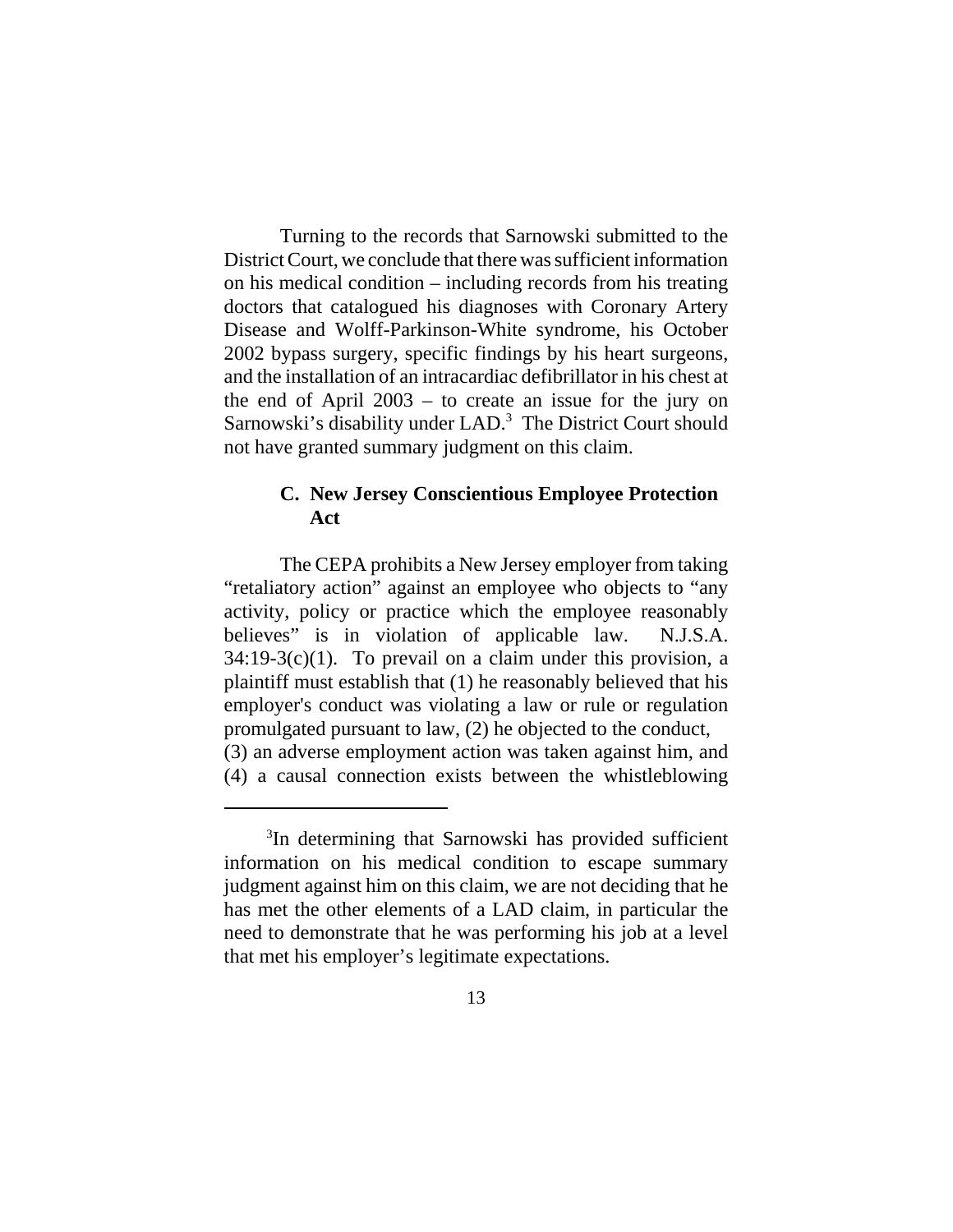Turning to the records that Sarnowski submitted to the District Court, we conclude that there was sufficient information on his medical condition – including records from his treating doctors that catalogued his diagnoses with Coronary Artery Disease and Wolff-Parkinson-White syndrome, his October 2002 bypass surgery, specific findings by his heart surgeons, and the installation of an intracardiac defibrillator in his chest at the end of April 2003 – to create an issue for the jury on Sarnowski's disability under LAD.[3] The District Court should not have granted summary judgment on this claim.

### C. New Jersey Conscientious Employee Protection Act

The CEPA prohibits a New Jersey employer from taking "retaliatory action" against an employee who objects to "any activity, policy or practice which the employee reasonably believes" is in violation of applicable law. N.J.S.A. 34:19-3(c)(1). To prevail on a claim under this provision, a plaintiff must establish that (1) he reasonably believed that his employer's conduct was violating a law or rule or regulation promulgated pursuant to law, (2) he objected to the conduct, (3) an adverse employment action was taken against him, and (4) a causal connection exists between the whistleblowing

---

[3]In determining that Sarnowski has provided sufficient information on his medical condition to escape summary judgment against him on this claim, we are not deciding that he has met the other elements of a LAD claim, in particular the need to demonstrate that he was performing his job at a level that met his employer's legitimate expectations.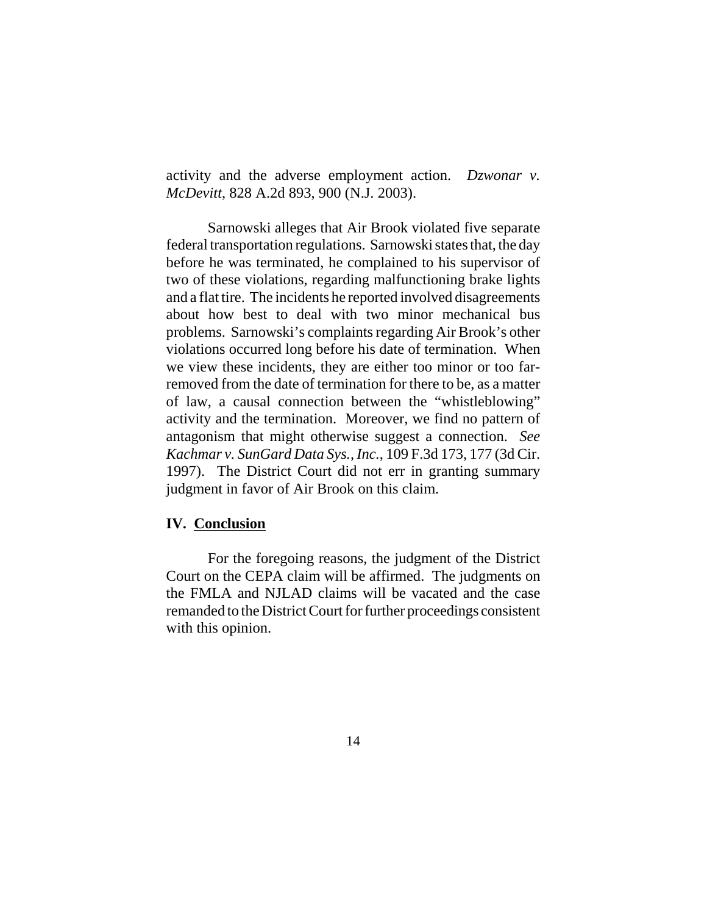activity and the adverse employment action. *Dzwonar v. McDevitt*, 828 A.2d 893, 900 (N.J. 2003).

Sarnowski alleges that Air Brook violated five separate federal transportation regulations. Sarnowski states that, the day before he was terminated, he complained to his supervisor of two of these violations, regarding malfunctioning brake lights and a flat tire. The incidents he reported involved disagreements about how best to deal with two minor mechanical bus problems. Sarnowski's complaints regarding Air Brook's other violations occurred long before his date of termination. When we view these incidents, they are either too minor or too far-removed from the date of termination for there to be, as a matter of law, a causal connection between the "whistleblowing" activity and the termination. Moreover, we find no pattern of antagonism that might otherwise suggest a connection. *See Kachmar v. SunGard Data Sys., Inc.*, 109 F.3d 173, 177 (3d Cir. 1997). The District Court did not err in granting summary judgment in favor of Air Brook on this claim.

## IV. Conclusion

For the foregoing reasons, the judgment of the District Court on the CEPA claim will be affirmed. The judgments on the FMLA and NJLAD claims will be vacated and the case remanded to the District Court for further proceedings consistent with this opinion.